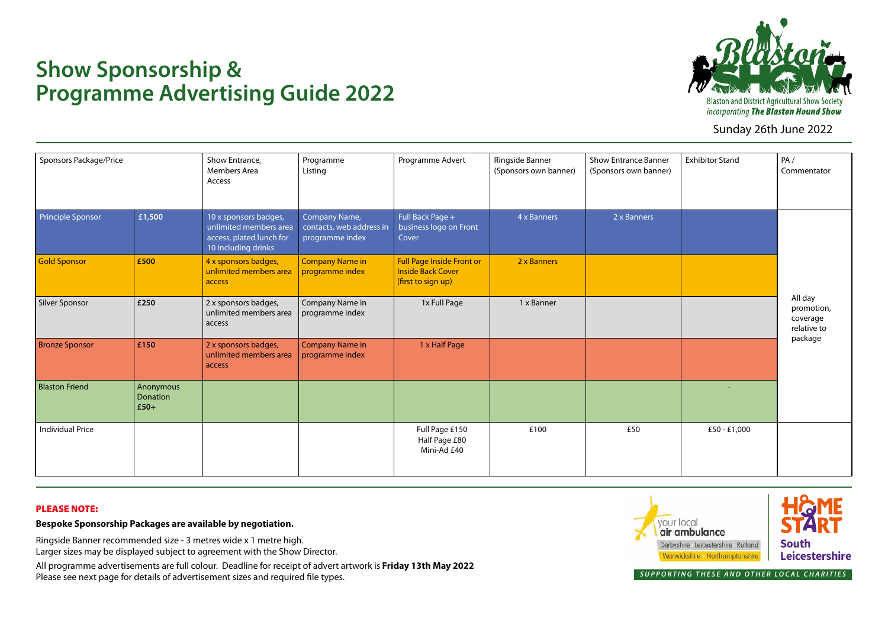# Show Sponsorship & Programme Advertising Guide 2022

Blaston and District Agricultural Show Society
*incorporating* ***The Blaston Hound Show***

Sunday 26th June 2022

| Sponsors Package/Price | | Show Entrance, Members Area Access | Programme Listing | Programme Advert | Ringside Banner (Sponsors own banner) | Show Entrance Banner (Sponsors own banner) | Exhibitor Stand | PA / Commentator |
|---|---|---|---|---|---|---|---|---|
| Principle Sponsor | **£1,500** | 10 x sponsors badges, unlimited members area access, plated lunch for 10 including drinks | Company Name, contacts, web address in programme index | Full Back Page + business logo on Front Cover | 4 x Banners | 2 x Banners | | All day promotion, coverage relative to package |
| Gold Sponsor | **£500** | 4 x sponsors badges, unlimited members area access | Company Name in programme index | Full Page Inside Front or Inside Back Cover (first to sign up) | 2 x Banners | | | |
| Silver Sponsor | **£250** | 2 x sponsors badges, unlimited members area access | Company Name in programme index | 1x Full Page | 1 x Banner | | | |
| Bronze Sponsor | **£150** | 2 x sponsors badges, unlimited members area access | Company Name in programme index | 1 x Half Page | | | | |
| Blaston Friend | Anonymous Donation **£50+** | | | | | | · | |
| Individual Price | | | | Full Page £150<br>Half Page £80<br>Mini-Ad £40 | £100 | £50 | £50 - £1,000 | |

**PLEASE NOTE:**

**Bespoke Sponsorship Packages are available by negotiation.**

Ringside Banner recommended size - 3 metres wide x 1 metre high.
Larger sizes may be displayed subject to agreement with the Show Director.

All programme advertisements are full colour. Deadline for receipt of advert artwork is **Friday 13th May 2022**
Please see next page for details of advertisement sizes and required file types.

your local air ambulance — Derbyshire Leicestershire Rutland Warwickshire Northamptonshire

Home-Start South Leicestershire

*SUPPORTING THESE AND OTHER LOCAL CHARITIES*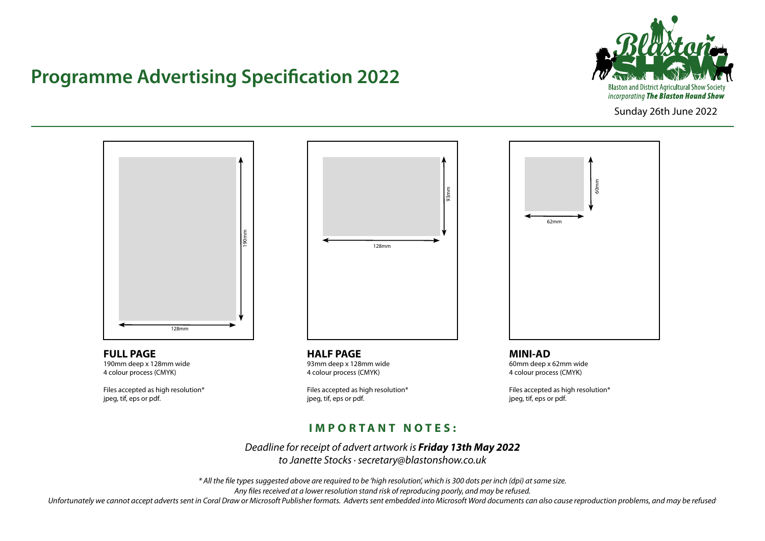# Programme Advertising Specification 2022

Blaston and District Agricultural Show Society
*incorporating* ***The Blaston Hound Show***

Sunday 26th June 2022

190mm

128mm

**FULL PAGE**
190mm deep x 128mm wide
4 colour process (CMYK)

Files accepted as high resolution*
jpeg, tif, eps or pdf.

93mm

128mm

**HALF PAGE**
93mm deep x 128mm wide
4 colour process (CMYK)

Files accepted as high resolution*
jpeg, tif, eps or pdf.

60mm

62mm

**MINI-AD**
60mm deep x 62mm wide
4 colour process (CMYK)

Files accepted as high resolution*
jpeg, tif, eps or pdf.

## IMPORTANT NOTES:

*Deadline for receipt of advert artwork is* ***Friday 13th May 2022***
*to Janette Stocks · secretary@blastonshow.co.uk*

*\* All the file types suggested above are required to be 'high resolution', which is 300 dots per inch (dpi) at same size.*
*Any files received at a lower resolution stand risk of reproducing poorly, and may be refused.*
*Unfortunately we cannot accept adverts sent in Coral Draw or Microsoft Publisher formats. Adverts sent embedded into Microsoft Word documents can also cause reproduction problems, and may be refused.*